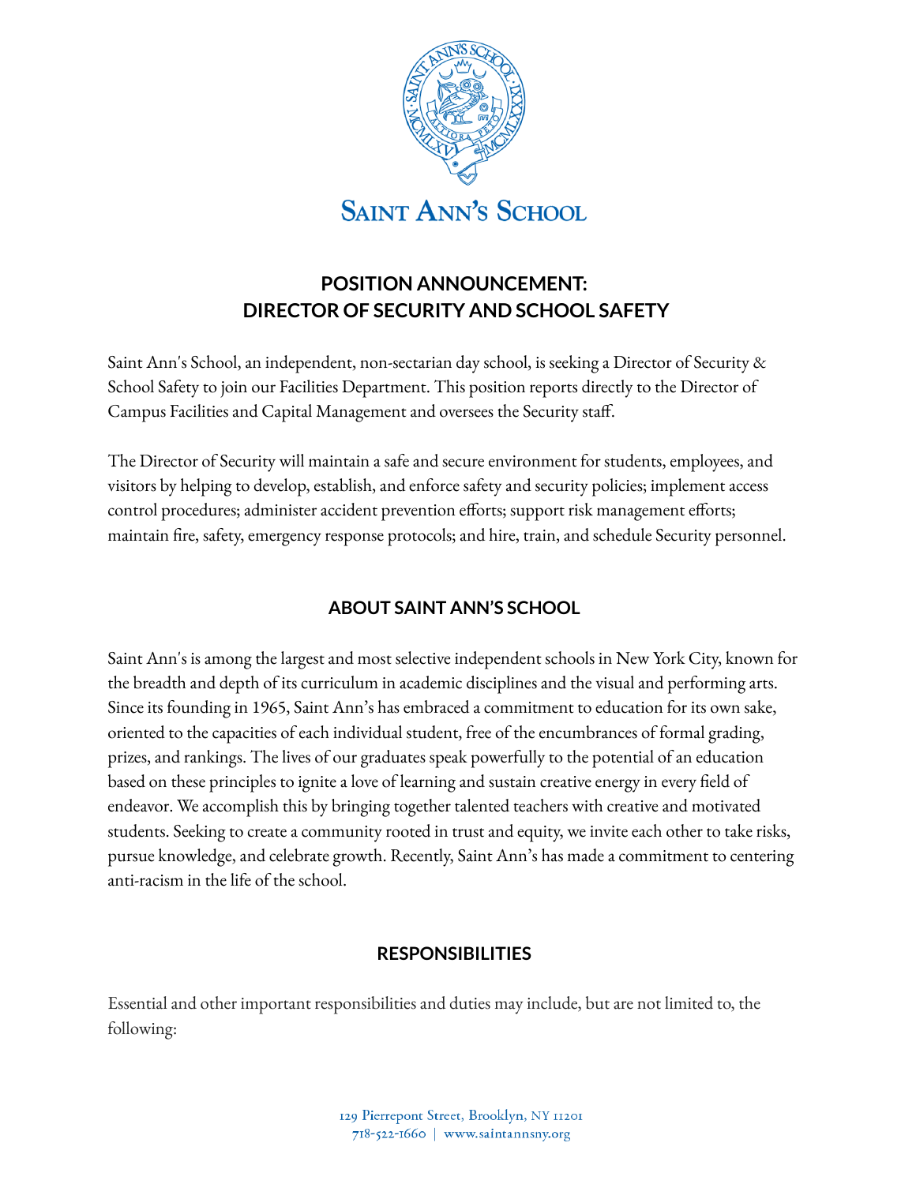# SAINT ANN'S SCHOOL

## POSITION ANNOUNCEMENT: DIRECTOR OF SECURITY AND SCHOOL SAFETY

Saint Ann's School, an independent, non-sectarian day school, is seeking a Director of Security & School Safety to join our Facilities Department. This position reports directly to the Director of Campus Facilities and Capital Management and oversees the Security staff.

The Director of Security will maintain a safe and secure environment for students, employees, and visitors by helping to develop, establish, and enforce safety and security policies; implement access control procedures; administer accident prevention efforts; support risk management efforts; maintain fire, safety, emergency response protocols; and hire, train, and schedule Security personnel.

## ABOUT SAINT ANN'S SCHOOL

Saint Ann's is among the largest and most selective independent schools in New York City, known for the breadth and depth of its curriculum in academic disciplines and the visual and performing arts. Since its founding in 1965, Saint Ann's has embraced a commitment to education for its own sake, oriented to the capacities of each individual student, free of the encumbrances of formal grading, prizes, and rankings. The lives of our graduates speak powerfully to the potential of an education based on these principles to ignite a love of learning and sustain creative energy in every field of endeavor. We accomplish this by bringing together talented teachers with creative and motivated students. Seeking to create a community rooted in trust and equity, we invite each other to take risks, pursue knowledge, and celebrate growth. Recently, Saint Ann's has made a commitment to centering anti-racism in the life of the school.

## RESPONSIBILITIES

Essential and other important responsibilities and duties may include, but are not limited to, the following: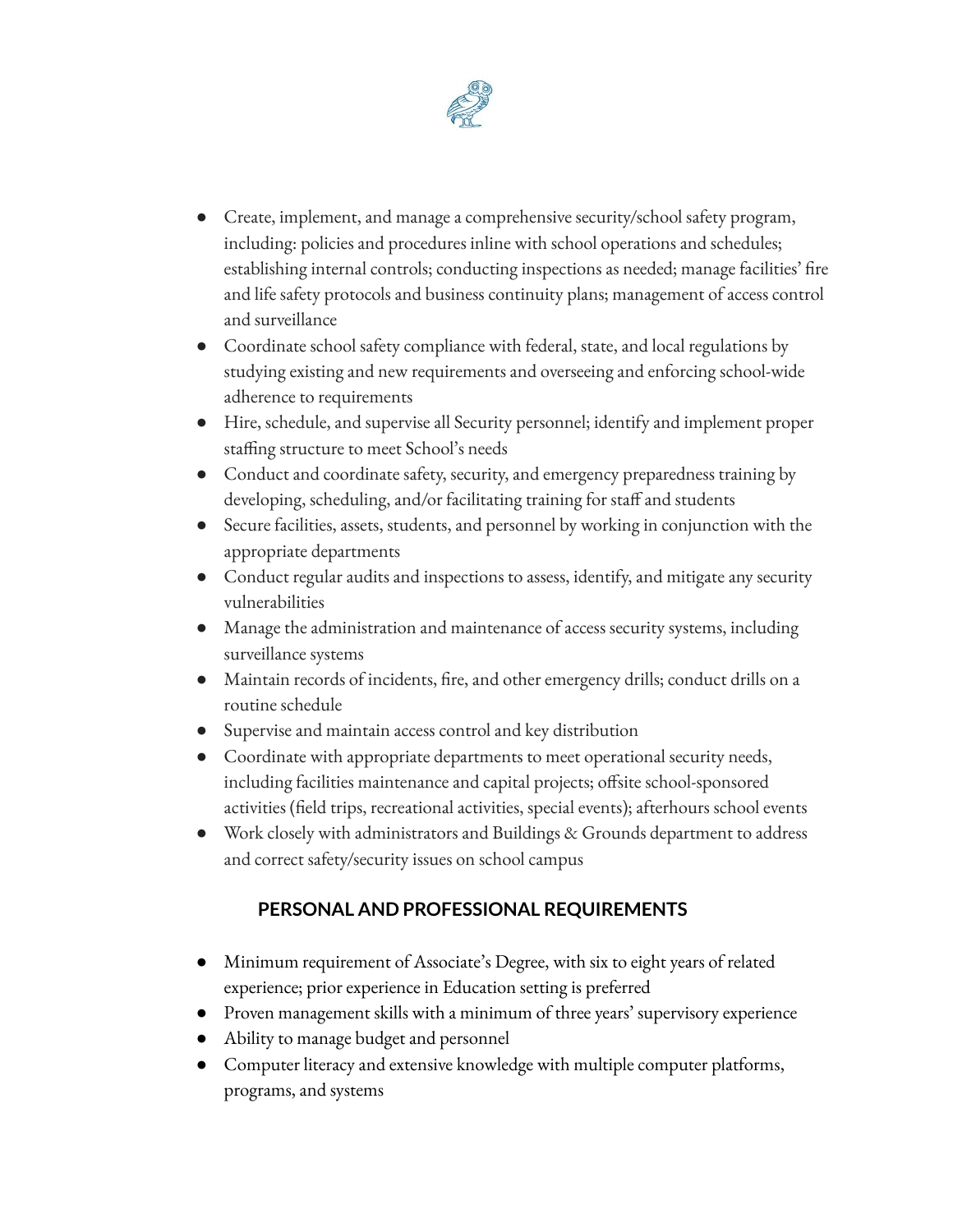- Create, implement, and manage a comprehensive security/school safety program, including: policies and procedures inline with school operations and schedules; establishing internal controls; conducting inspections as needed; manage facilities' fire and life safety protocols and business continuity plans; management of access control and surveillance
- Coordinate school safety compliance with federal, state, and local regulations by studying existing and new requirements and overseeing and enforcing school-wide adherence to requirements
- Hire, schedule, and supervise all Security personnel; identify and implement proper staffing structure to meet School's needs
- Conduct and coordinate safety, security, and emergency preparedness training by developing, scheduling, and/or facilitating training for staff and students
- Secure facilities, assets, students, and personnel by working in conjunction with the appropriate departments
- Conduct regular audits and inspections to assess, identify, and mitigate any security vulnerabilities
- Manage the administration and maintenance of access security systems, including surveillance systems
- Maintain records of incidents, fire, and other emergency drills; conduct drills on a routine schedule
- Supervise and maintain access control and key distribution
- Coordinate with appropriate departments to meet operational security needs, including facilities maintenance and capital projects; offsite school-sponsored activities (field trips, recreational activities, special events); afterhours school events
- Work closely with administrators and Buildings & Grounds department to address and correct safety/security issues on school campus

## PERSONAL AND PROFESSIONAL REQUIREMENTS

- Minimum requirement of Associate's Degree, with six to eight years of related experience; prior experience in Education setting is preferred
- Proven management skills with a minimum of three years' supervisory experience
- Ability to manage budget and personnel
- Computer literacy and extensive knowledge with multiple computer platforms, programs, and systems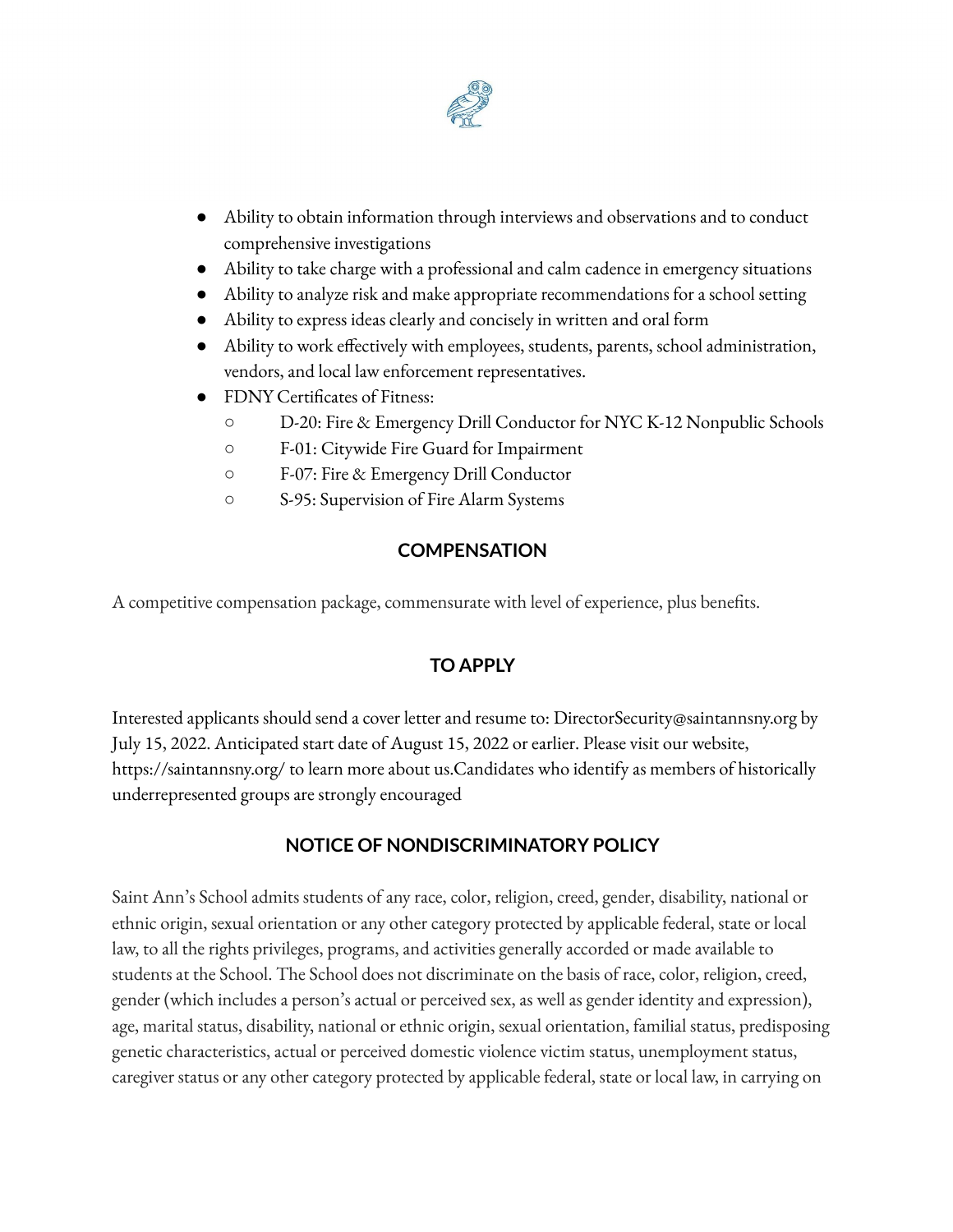- Ability to obtain information through interviews and observations and to conduct comprehensive investigations
- Ability to take charge with a professional and calm cadence in emergency situations
- Ability to analyze risk and make appropriate recommendations for a school setting
- Ability to express ideas clearly and concisely in written and oral form
- Ability to work effectively with employees, students, parents, school administration, vendors, and local law enforcement representatives.
- FDNY Certificates of Fitness:
  - D-20: Fire & Emergency Drill Conductor for NYC K-12 Nonpublic Schools
  - F-01: Citywide Fire Guard for Impairment
  - F-07: Fire & Emergency Drill Conductor
  - S-95: Supervision of Fire Alarm Systems

## COMPENSATION

A competitive compensation package, commensurate with level of experience, plus benefits.

## TO APPLY

Interested applicants should send a cover letter and resume to: DirectorSecurity@saintannsny.org by July 15, 2022. Anticipated start date of August 15, 2022 or earlier. Please visit our website, https://saintannsny.org/ to learn more about us.Candidates who identify as members of historically underrepresented groups are strongly encouraged

## NOTICE OF NONDISCRIMINATORY POLICY

Saint Ann's School admits students of any race, color, religion, creed, gender, disability, national or ethnic origin, sexual orientation or any other category protected by applicable federal, state or local law, to all the rights privileges, programs, and activities generally accorded or made available to students at the School. The School does not discriminate on the basis of race, color, religion, creed, gender (which includes a person's actual or perceived sex, as well as gender identity and expression), age, marital status, disability, national or ethnic origin, sexual orientation, familial status, predisposing genetic characteristics, actual or perceived domestic violence victim status, unemployment status, caregiver status or any other category protected by applicable federal, state or local law, in carrying on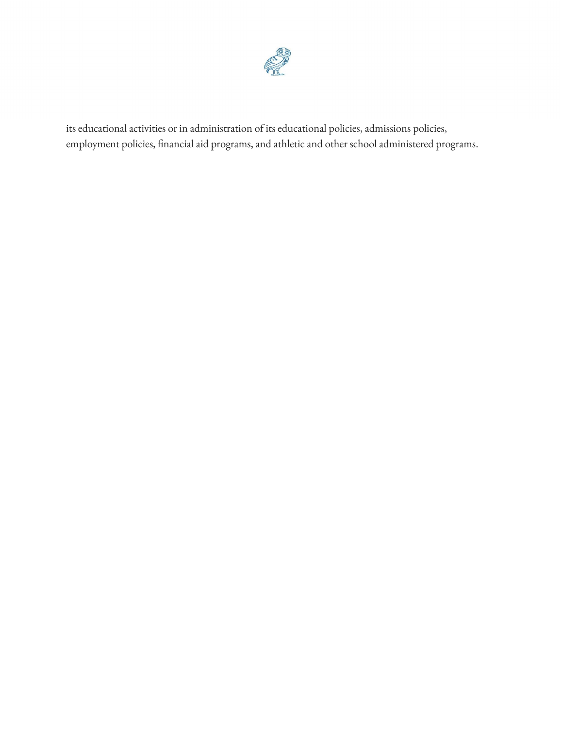its educational activities or in administration of its educational policies, admissions policies, employment policies, financial aid programs, and athletic and other school administered programs.